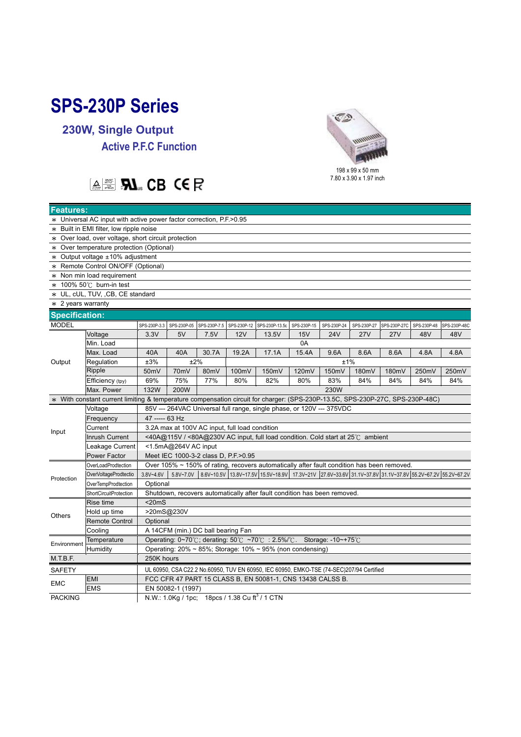# SPS-230P Series

## 230W, Single Output

### Active P.F.C Function

198 x 99 x 50 mm
7.80 x 3.90 x 1.97 inch

CB CE

## Features:

- ∗ Universal AC input with active power factor correction, P.F.>0.95
- ∗ Built in EMI filter, low ripple noise
- ∗ Over load, over voltage, short circuit protection
- ∗ Over temperature protection (Optional)
- ∗ Output voltage ±10% adjustment
- ∗ Remote Control ON/OFF (Optional)
- ∗ Non min load requirement
- ∗ 100% 50℃ burn-in test
- ∗ UL, cUL, TUV, ,CB, CE standard
- ∗ 2 years warranty

## Specification:

| MODEL | | SPS-230P-3.3 | SPS-230P-05 | SPS-230P-7.5 | SPS-230P-12 | SPS-230P-13.5c | SPS-230P-15 | SPS-230P-24 | SPS-230P-27 | SPS-230P-27C | SPS-230P-48 | SPS-230P-48C |
|---|---|---|---|---|---|---|---|---|---|---|---|---|
| Output | Voltage | 3.3V | 5V | 7.5V | 12V | 13.5V | 15V | 24V | 27V | 27V | 48V | 48V |
| | Min. Load | 0A | | | | | | | | | | |
| | Max. Load | 40A | 40A | 30.7A | 19.2A | 17.1A | 15.4A | 9.6A | 8.6A | 8.6A | 4.8A | 4.8A |
| | Regulation | ±3% | ±2% | | ±1% | | | | | | | |
| | Ripple | 50mV | 70mV | 80mV | 100mV | 150mV | 120mV | 150mV | 180mV | 180mV | 250mV | 250mV |
| | Efficiency (tpy) | 69% | 75% | 77% | 80% | 82% | 80% | 83% | 84% | 84% | 84% | 84% |
| | Max. Power | 132W | 200W | 230W | | | | | | | | |
| ∗ With constant current limiting & temperature compensation circuit for charger: (SPS-230P-13.5C, SPS-230P-27C, SPS-230P-48C) | | | | | | | | | | | | |
| Input | Voltage | 85V --- 264VAC Universal full range, single phase, or 120V --- 375VDC | | | | | | | | | | |
| | Frequency | 47 ----- 63 Hz | | | | | | | | | | |
| | Current | 3.2A max at 100V AC input, full load condition | | | | | | | | | | |
| | Inrush Current | <40A@115V / <80A@230V AC input, full load condition. Cold start at 25℃ ambient | | | | | | | | | | |
| | Leakage Current | <1.5mA@264V AC input | | | | | | | | | | |
| | Power Factor | Meet IEC 1000-3-2 class D, P.F.>0.95 | | | | | | | | | | |
| Protection | OverLoadProdtection | Over 105% ~ 150% of rating, recovers automatically after fault condition has been removed. | | | | | | | | | | |
| | OverVoltageProdtectio | 3.8V~4.6V | 5.8V~7.0V | 8.6V~10.5V | 13.8V~17.5V | 15.5V~18.9V | 17.3V~21V | 27.6V~33.6V | 31.1V~37.8V | 31.1V~37.8V | 55.2V~67.2V | 55.2V~67.2V |
| | OverTempProdtection | Optional | | | | | | | | | | |
| | ShortCircuitProtection | Shutdown, recovers automatically after fault condition has been removed. | | | | | | | | | | |
| Others | Rise time | <20mS | | | | | | | | | | |
| | Hold up time | >20mS@230V | | | | | | | | | | |
| | Remote Control | Optional | | | | | | | | | | |
| | Cooling | A 14CFM (min.) DC ball bearing Fan | | | | | | | | | | |
| Environment | Temperature | Operating: 0~70℃; derating: 50℃ ~70℃ : 2.5%/℃. Storage: -10~+75℃ | | | | | | | | | | |
| | Humidity | Operating: 20% ~ 85%; Storage: 10% ~ 95% (non condensing) | | | | | | | | | | |
| M.T.B.F. | | 250K hours | | | | | | | | | | |
| SAFETY | | UL 60950, CSA C22.2 No.60950, TUV EN 60950, IEC 60950, EMKO-TSE (74-SEC)207/94 Certified | | | | | | | | | | |
| EMC | EMI | FCC CFR 47 PART 15 CLASS B, EN 50081-1, CNS 13438 CALSS B. | | | | | | | | | | |
| | EMS | EN 50082-1 (1997) | | | | | | | | | | |
| PACKING | | N.W.: 1.0Kg / 1pc; 18pcs / 1.38 Cu ft$^3$ / 1 CTN | | | | | | | | | | |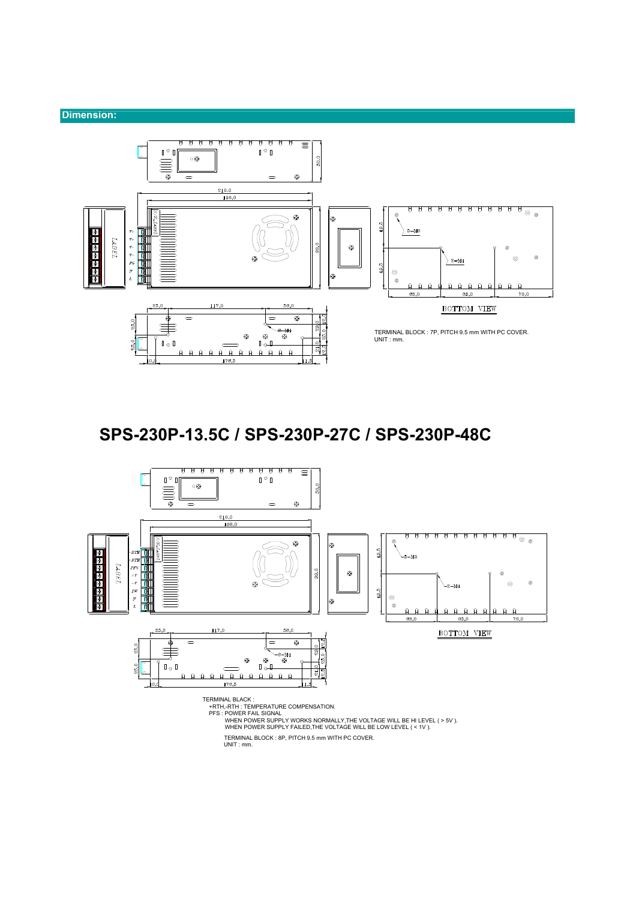## Dimension:

210.0
198.0
50.0
99.0
25.0
117.0
50.0
25.0
25.0
10.0
178.5
11.5
29.0
12.5
21.0
12.5
3-M3
2-M4
8-M4
49.5
49.5
69.0
65.0
70.0

BOTTOM VIEW

TERMINAL BLOCK : 7P, PITCH 9.5 mm WITH PC COVER.
UNIT : mm.

# SPS-230P-13.5C / SPS-230P-27C / SPS-230P-48C

210.0
198.0
50.0
99.0
25.0
117.0
50.0
25.0
25.0
10.0
178.5
11.5
29.0
12.5
21.0
12.5
3-M3
2-M4
8-M4
49.5
49.5
69.0
65.0
70.0

BOTTOM VIEW

TERMINAL BLACK :
+RTH,-RTH : TEMPERATURE COMPENSATION.
PFS : POWER FAIL SIGNAL
WHEN POWER SUPPLY WORKS NORMALLY,THE VOLTAGE WILL BE HI LEVEL ( > 5V ).
WHEN POWER SUPPLY FAILED,THE VOLTAGE WILL BE LOW LEVEL ( < 1V ).

TERMINAL BLOCK : 8P, PITCH 9.5 mm WITH PC COVER.
UNIT : mm.